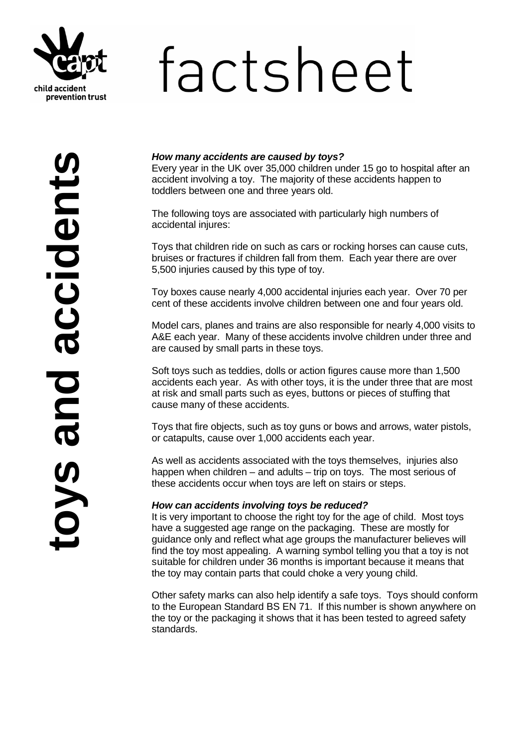factsheet

child accident prevention trust

# toys and accidents

***How many accidents are caused by toys?***

Every year in the UK over 35,000 children under 15 go to hospital after an accident involving a toy. The majority of these accidents happen to toddlers between one and three years old.

The following toys are associated with particularly high numbers of accidental injures:

Toys that children ride on such as cars or rocking horses can cause cuts, bruises or fractures if children fall from them. Each year there are over 5,500 injuries caused by this type of toy.

Toy boxes cause nearly 4,000 accidental injuries each year. Over 70 per cent of these accidents involve children between one and four years old.

Model cars, planes and trains are also responsible for nearly 4,000 visits to A&E each year. Many of these accidents involve children under three and are caused by small parts in these toys.

Soft toys such as teddies, dolls or action figures cause more than 1,500 accidents each year. As with other toys, it is the under three that are most at risk and small parts such as eyes, buttons or pieces of stuffing that cause many of these accidents.

Toys that fire objects, such as toy guns or bows and arrows, water pistols, or catapults, cause over 1,000 accidents each year.

As well as accidents associated with the toys themselves, injuries also happen when children – and adults – trip on toys. The most serious of these accidents occur when toys are left on stairs or steps.

***How can accidents involving toys be reduced?***

It is very important to choose the right toy for the age of child. Most toys have a suggested age range on the packaging. These are mostly for guidance only and reflect what age groups the manufacturer believes will find the toy most appealing. A warning symbol telling you that a toy is not suitable for children under 36 months is important because it means that the toy may contain parts that could choke a very young child.

Other safety marks can also help identify a safe toys. Toys should conform to the European Standard BS EN 71. If this number is shown anywhere on the toy or the packaging it shows that it has been tested to agreed safety standards.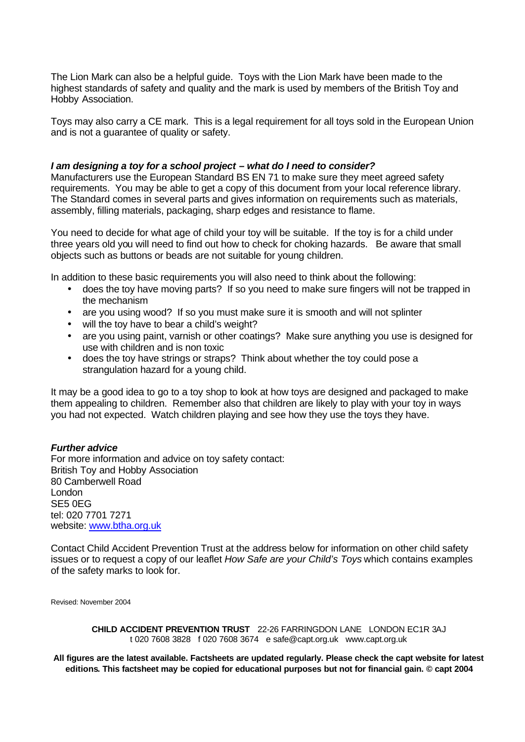The Lion Mark can also be a helpful guide. Toys with the Lion Mark have been made to the highest standards of safety and quality and the mark is used by members of the British Toy and Hobby Association.

Toys may also carry a CE mark. This is a legal requirement for all toys sold in the European Union and is not a guarantee of quality or safety.

***I am designing a toy for a school project – what do I need to consider?***

Manufacturers use the European Standard BS EN 71 to make sure they meet agreed safety requirements. You may be able to get a copy of this document from your local reference library. The Standard comes in several parts and gives information on requirements such as materials, assembly, filling materials, packaging, sharp edges and resistance to flame.

You need to decide for what age of child your toy will be suitable. If the toy is for a child under three years old you will need to find out how to check for choking hazards. Be aware that small objects such as buttons or beads are not suitable for young children.

In addition to these basic requirements you will also need to think about the following:

- does the toy have moving parts? If so you need to make sure fingers will not be trapped in the mechanism
- are you using wood? If so you must make sure it is smooth and will not splinter
- will the toy have to bear a child's weight?
- are you using paint, varnish or other coatings? Make sure anything you use is designed for use with children and is non toxic
- does the toy have strings or straps? Think about whether the toy could pose a strangulation hazard for a young child.

It may be a good idea to go to a toy shop to look at how toys are designed and packaged to make them appealing to children. Remember also that children are likely to play with your toy in ways you had not expected. Watch children playing and see how they use the toys they have.

***Further advice***

For more information and advice on toy safety contact:
British Toy and Hobby Association
80 Camberwell Road
London
SE5 0EG
tel: 020 7701 7271
website: [www.btha.org.uk](http://www.btha.org.uk)

Contact Child Accident Prevention Trust at the address below for information on other child safety issues or to request a copy of our leaflet *How Safe are your Child's Toys* which contains examples of the safety marks to look for.

Revised: November 2004

**CHILD ACCIDENT PREVENTION TRUST** 22-26 FARRINGDON LANE LONDON EC1R 3AJ
t 020 7608 3828 f 020 7608 3674 e safe@capt.org.uk www.capt.org.uk

**All figures are the latest available. Factsheets are updated regularly. Please check the capt website for latest editions. This factsheet may be copied for educational purposes but not for financial gain. © capt 2004**